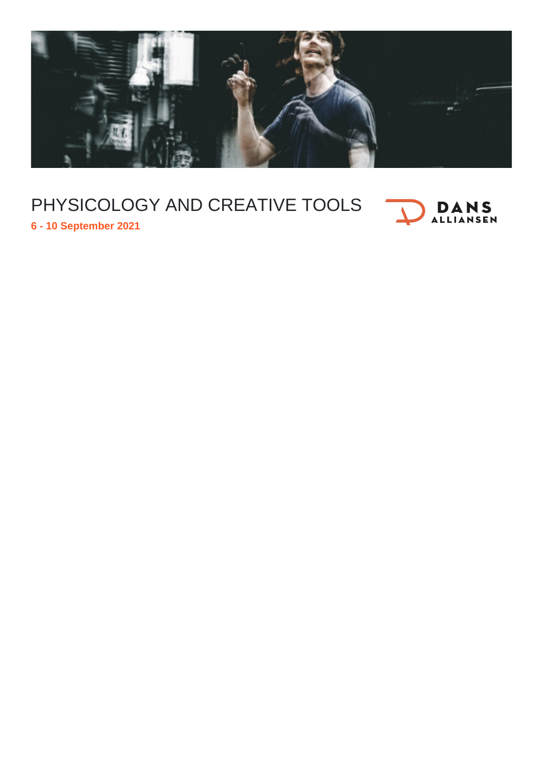# PHYSICOLOGY AND CREATIVE TOOLS

**6 - 10 September 2021**

DANS ALLIANSEN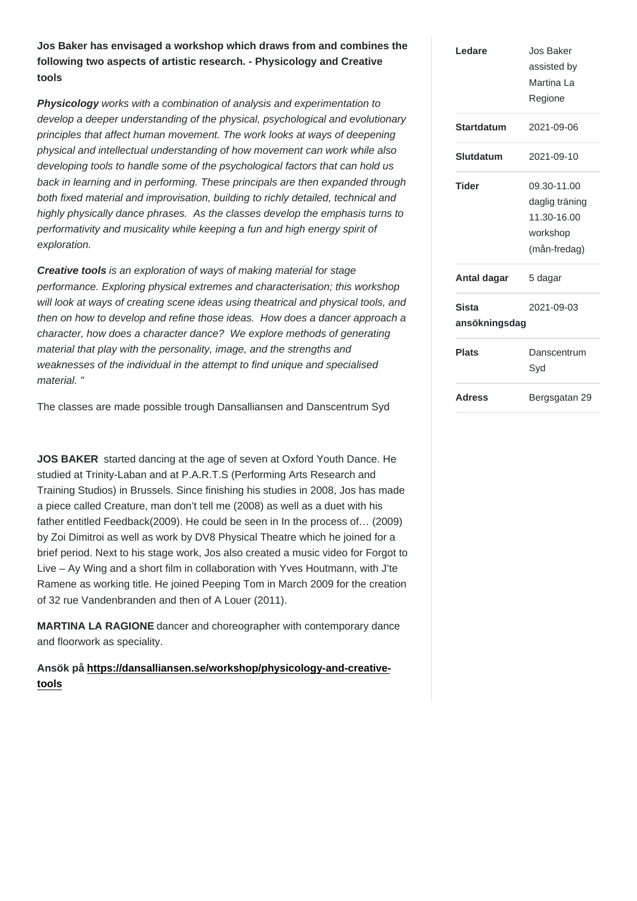**Jos Baker has envisaged a workshop which draws from and combines the following two aspects of artistic research. - Physicology and Creative tools**

***Physicology*** *works with a combination of analysis and experimentation to develop a deeper understanding of the physical, psychological and evolutionary principles that affect human movement. The work looks at ways of deepening physical and intellectual understanding of how movement can work while also developing tools to handle some of the psychological factors that can hold us back in learning and in performing. These principals are then expanded through both fixed material and improvisation, building to richly detailed, technical and highly physically dance phrases. As the classes develop the emphasis turns to performativity and musicality while keeping a fun and high energy spirit of exploration.*

***Creative tools*** *is an exploration of ways of making material for stage performance. Exploring physical extremes and characterisation; this workshop will look at ways of creating scene ideas using theatrical and physical tools, and then on how to develop and refine those ideas. How does a dancer approach a character, how does a character dance? We explore methods of generating material that play with the personality, image, and the strengths and weaknesses of the individual in the attempt to find unique and specialised material. "*

The classes are made possible trough Dansalliansen and Danscentrum Syd

**JOS BAKER** started dancing at the age of seven at Oxford Youth Dance. He studied at Trinity-Laban and at P.A.R.T.S (Performing Arts Research and Training Studios) in Brussels. Since finishing his studies in 2008, Jos has made a piece called Creature, man don't tell me (2008) as well as a duet with his father entitled Feedback(2009). He could be seen in In the process of… (2009) by Zoi Dimitroi as well as work by DV8 Physical Theatre which he joined for a brief period. Next to his stage work, Jos also created a music video for Forgot to Live – Ay Wing and a short film in collaboration with Yves Houtmann, with J'te Ramene as working title. He joined Peeping Tom in March 2009 for the creation of 32 rue Vandenbranden and then of A Louer (2011).

**MARTINA LA RAGIONE** dancer and choreographer with contemporary dance and floorwork as speciality.

**Ansök på [https://dansalliansen.se/workshop/physicology-and-creative-tools](https://dansalliansen.se/workshop/physicology-and-creative-tools)**

| | |
|---|---|
| **Ledare** | Jos Baker assisted by Martina La Regione |
| **Startdatum** | 2021-09-06 |
| **Slutdatum** | 2021-09-10 |
| **Tider** | 09.30-11.00 daglig träning 11.30-16.00 workshop (mån-fredag) |
| **Antal dagar** | 5 dagar |
| **Sista ansökningsdag** | 2021-09-03 |
| **Plats** | Danscentrum Syd |
| **Adress** | Bergsgatan 29 |